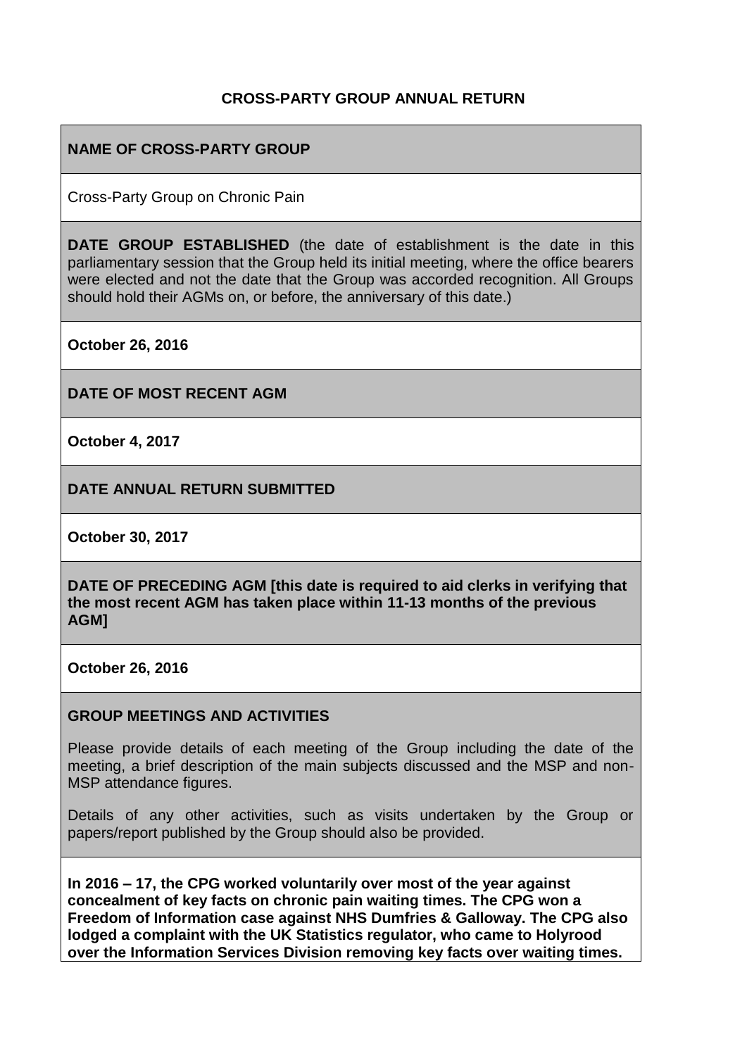# CROSS-PARTY GROUP ANNUAL RETURN

**NAME OF CROSS-PARTY GROUP**

Cross-Party Group on Chronic Pain

**DATE GROUP ESTABLISHED** (the date of establishment is the date in this parliamentary session that the Group held its initial meeting, where the office bearers were elected and not the date that the Group was accorded recognition. All Groups should hold their AGMs on, or before, the anniversary of this date.)

**October 26, 2016**

**DATE OF MOST RECENT AGM**

**October 4, 2017**

**DATE ANNUAL RETURN SUBMITTED**

**October 30, 2017**

**DATE OF PRECEDING AGM [this date is required to aid clerks in verifying that the most recent AGM has taken place within 11-13 months of the previous AGM]**

**October 26, 2016**

**GROUP MEETINGS AND ACTIVITIES**

Please provide details of each meeting of the Group including the date of the meeting, a brief description of the main subjects discussed and the MSP and non-MSP attendance figures.

Details of any other activities, such as visits undertaken by the Group or papers/report published by the Group should also be provided.

**In 2016 – 17, the CPG worked voluntarily over most of the year against concealment of key facts on chronic pain waiting times. The CPG won a Freedom of Information case against NHS Dumfries & Galloway. The CPG also lodged a complaint with the UK Statistics regulator, who came to Holyrood over the Information Services Division removing key facts over waiting times.**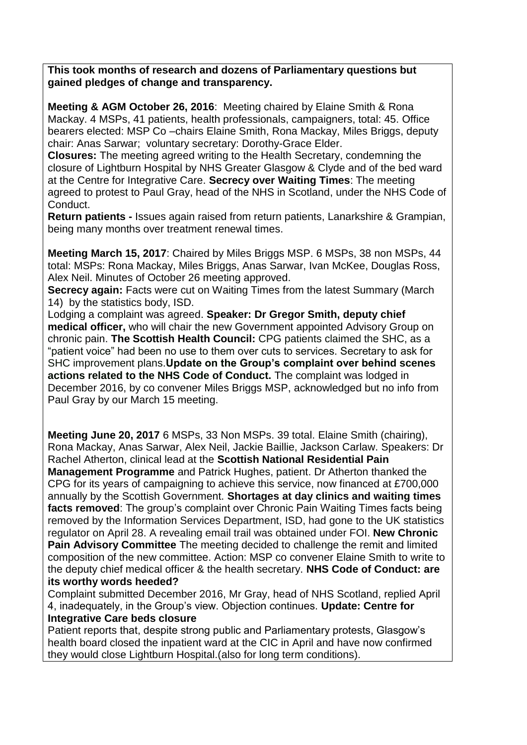**This took months of research and dozens of Parliamentary questions but gained pledges of change and transparency.**

**Meeting & AGM October 26, 2016**: Meeting chaired by Elaine Smith & Rona Mackay. 4 MSPs, 41 patients, health professionals, campaigners, total: 45. Office bearers elected: MSP Co –chairs Elaine Smith, Rona Mackay, Miles Briggs, deputy chair: Anas Sarwar; voluntary secretary: Dorothy-Grace Elder.
**Closures:** The meeting agreed writing to the Health Secretary, condemning the closure of Lightburn Hospital by NHS Greater Glasgow & Clyde and of the bed ward at the Centre for Integrative Care. **Secrecy over Waiting Times**: The meeting agreed to protest to Paul Gray, head of the NHS in Scotland, under the NHS Code of Conduct.
**Return patients -** Issues again raised from return patients, Lanarkshire & Grampian, being many months over treatment renewal times.

**Meeting March 15, 2017**: Chaired by Miles Briggs MSP. 6 MSPs, 38 non MSPs, 44 total: MSPs: Rona Mackay, Miles Briggs, Anas Sarwar, Ivan McKee, Douglas Ross, Alex Neil. Minutes of October 26 meeting approved.
**Secrecy again:** Facts were cut on Waiting Times from the latest Summary (March 14) by the statistics body, ISD.
Lodging a complaint was agreed. **Speaker: Dr Gregor Smith, deputy chief medical officer,** who will chair the new Government appointed Advisory Group on chronic pain. **The Scottish Health Council:** CPG patients claimed the SHC, as a "patient voice" had been no use to them over cuts to services. Secretary to ask for SHC improvement plans.**Update on the Group's complaint over behind scenes actions related to the NHS Code of Conduct.** The complaint was lodged in December 2016, by co convener Miles Briggs MSP, acknowledged but no info from Paul Gray by our March 15 meeting.

**Meeting June 20, 2017** 6 MSPs, 33 Non MSPs. 39 total. Elaine Smith (chairing), Rona Mackay, Anas Sarwar, Alex Neil, Jackie Baillie, Jackson Carlaw. Speakers: Dr Rachel Atherton, clinical lead at the **Scottish National Residential Pain Management Programme** and Patrick Hughes, patient. Dr Atherton thanked the CPG for its years of campaigning to achieve this service, now financed at £700,000 annually by the Scottish Government. **Shortages at day clinics and waiting times facts removed**: The group's complaint over Chronic Pain Waiting Times facts being removed by the Information Services Department, ISD, had gone to the UK statistics regulator on April 28. A revealing email trail was obtained under FOI. **New Chronic Pain Advisory Committee** The meeting decided to challenge the remit and limited composition of the new committee. Action: MSP co convener Elaine Smith to write to the deputy chief medical officer & the health secretary. **NHS Code of Conduct: are its worthy words heeded?**
Complaint submitted December 2016, Mr Gray, head of NHS Scotland, replied April 4, inadequately, in the Group's view. Objection continues. **Update: Centre for Integrative Care beds closure**
Patient reports that, despite strong public and Parliamentary protests, Glasgow's health board closed the inpatient ward at the CIC in April and have now confirmed they would close Lightburn Hospital.(also for long term conditions).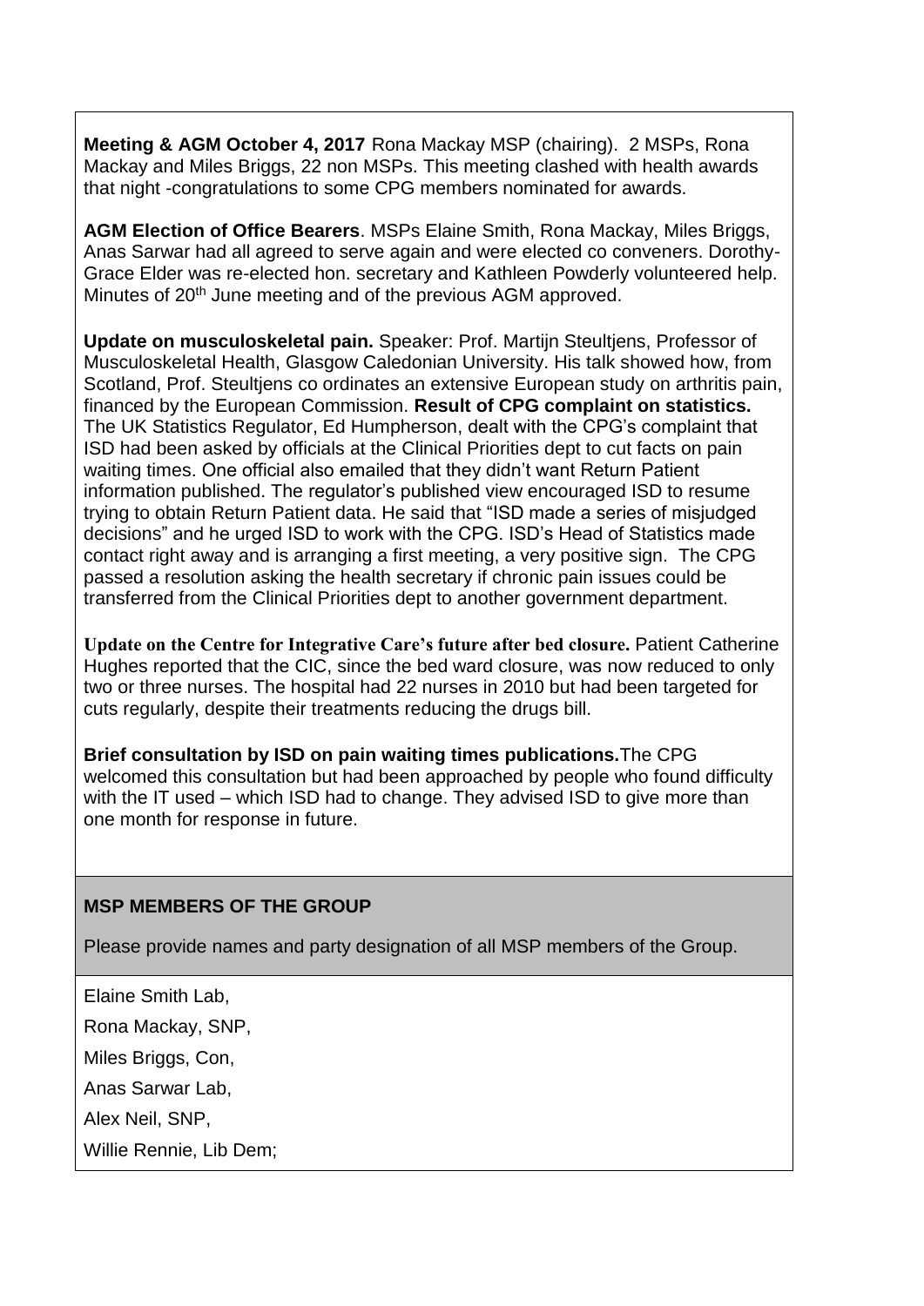**Meeting & AGM October 4, 2017** Rona Mackay MSP (chairing). 2 MSPs, Rona Mackay and Miles Briggs, 22 non MSPs. This meeting clashed with health awards that night -congratulations to some CPG members nominated for awards.

**AGM Election of Office Bearers**. MSPs Elaine Smith, Rona Mackay, Miles Briggs, Anas Sarwar had all agreed to serve again and were elected co conveners. Dorothy-Grace Elder was re-elected hon. secretary and Kathleen Powderly volunteered help. Minutes of 20th June meeting and of the previous AGM approved.

**Update on musculoskeletal pain.** Speaker: Prof. Martijn Steultjens, Professor of Musculoskeletal Health, Glasgow Caledonian University. His talk showed how, from Scotland, Prof. Steultjens co ordinates an extensive European study on arthritis pain, financed by the European Commission. **Result of CPG complaint on statistics.** The UK Statistics Regulator, Ed Humpherson, dealt with the CPG's complaint that ISD had been asked by officials at the Clinical Priorities dept to cut facts on pain waiting times. One official also emailed that they didn't want Return Patient information published. The regulator's published view encouraged ISD to resume trying to obtain Return Patient data. He said that "ISD made a series of misjudged decisions" and he urged ISD to work with the CPG. ISD's Head of Statistics made contact right away and is arranging a first meeting, a very positive sign. The CPG passed a resolution asking the health secretary if chronic pain issues could be transferred from the Clinical Priorities dept to another government department.

**Update on the Centre for Integrative Care's future after bed closure.** Patient Catherine Hughes reported that the CIC, since the bed ward closure, was now reduced to only two or three nurses. The hospital had 22 nurses in 2010 but had been targeted for cuts regularly, despite their treatments reducing the drugs bill.

**Brief consultation by ISD on pain waiting times publications.** The CPG welcomed this consultation but had been approached by people who found difficulty with the IT used – which ISD had to change. They advised ISD to give more than one month for response in future.

## MSP MEMBERS OF THE GROUP

Please provide names and party designation of all MSP members of the Group.

Elaine Smith Lab,

Rona Mackay, SNP,

Miles Briggs, Con,

Anas Sarwar Lab,

Alex Neil, SNP,

Willie Rennie, Lib Dem;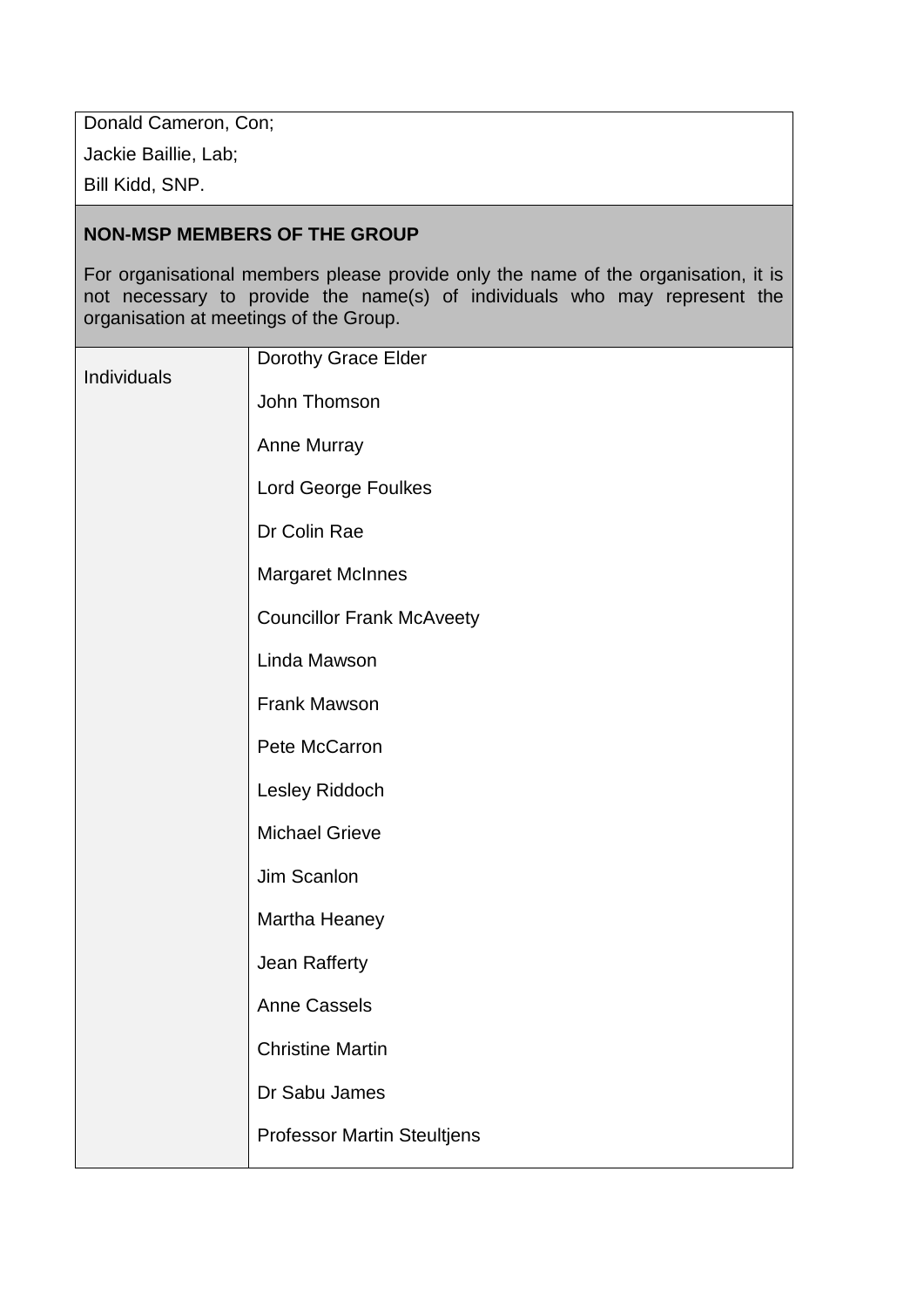Donald Cameron, Con;

Jackie Baillie, Lab;

Bill Kidd, SNP.

**NON-MSP MEMBERS OF THE GROUP**

For organisational members please provide only the name of the organisation, it is not necessary to provide the name(s) of individuals who may represent the organisation at meetings of the Group.

| Individuals | Dorothy Grace Elder |
|---|---|
| | John Thomson |
| | Anne Murray |
| | Lord George Foulkes |
| | Dr Colin Rae |
| | Margaret McInnes |
| | Councillor Frank McAveety |
| | Linda Mawson |
| | Frank Mawson |
| | Pete McCarron |
| | Lesley Riddoch |
| | Michael Grieve |
| | Jim Scanlon |
| | Martha Heaney |
| | Jean Rafferty |
| | Anne Cassels |
| | Christine Martin |
| | Dr Sabu James |
| | Professor Martin Steultjens |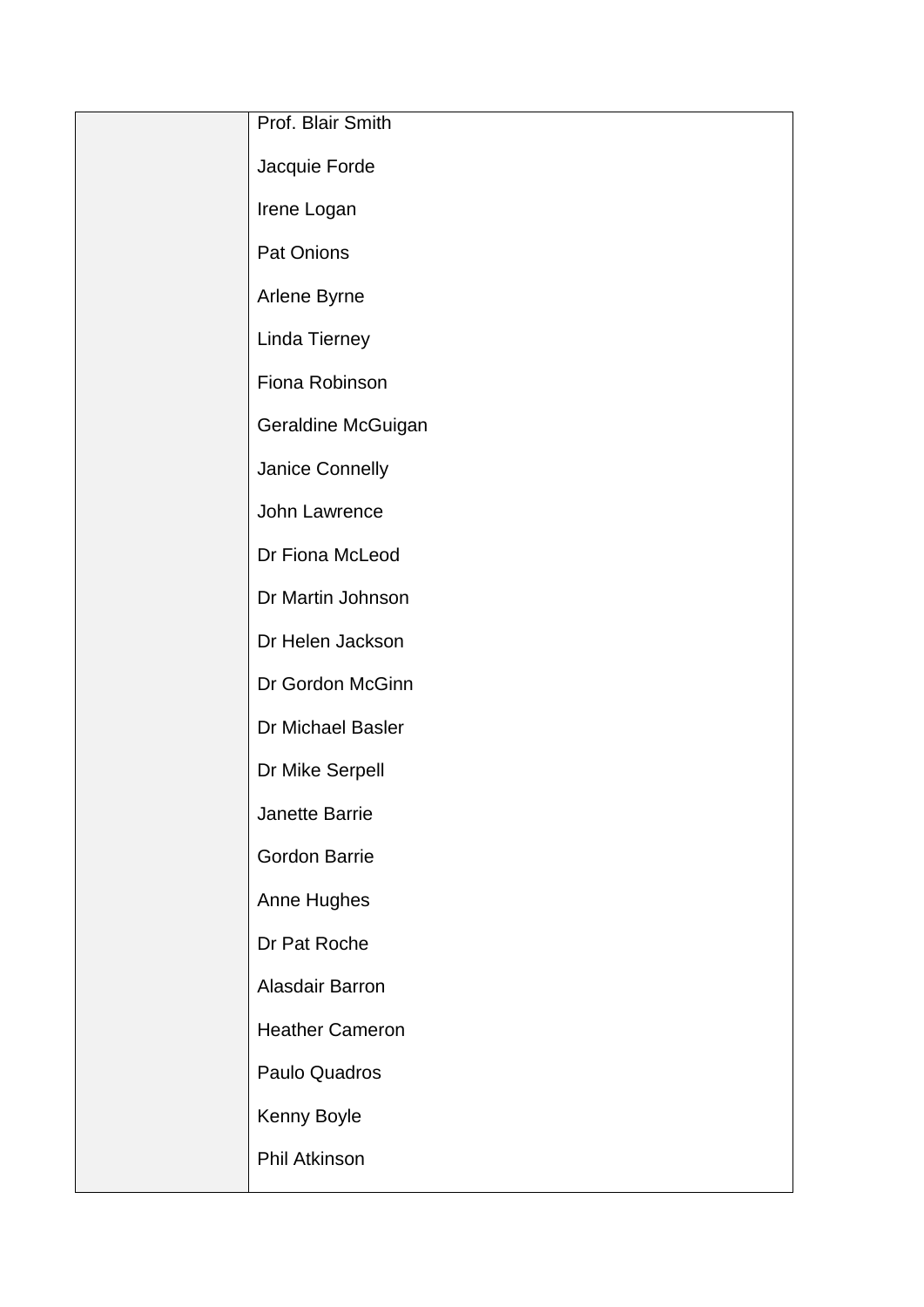|  |  |
|---|---|
|  | Prof. Blair Smith<br><br>Jacquie Forde<br><br>Irene Logan<br><br>Pat Onions<br><br>Arlene Byrne<br><br>Linda Tierney<br><br>Fiona Robinson<br><br>Geraldine McGuigan<br><br>Janice Connelly<br><br>John Lawrence<br><br>Dr Fiona McLeod<br><br>Dr Martin Johnson<br><br>Dr Helen Jackson<br><br>Dr Gordon McGinn<br><br>Dr Michael Basler<br><br>Dr Mike Serpell<br><br>Janette Barrie<br><br>Gordon Barrie<br><br>Anne Hughes<br><br>Dr Pat Roche<br><br>Alasdair Barron<br><br>Heather Cameron<br><br>Paulo Quadros<br><br>Kenny Boyle<br><br>Phil Atkinson |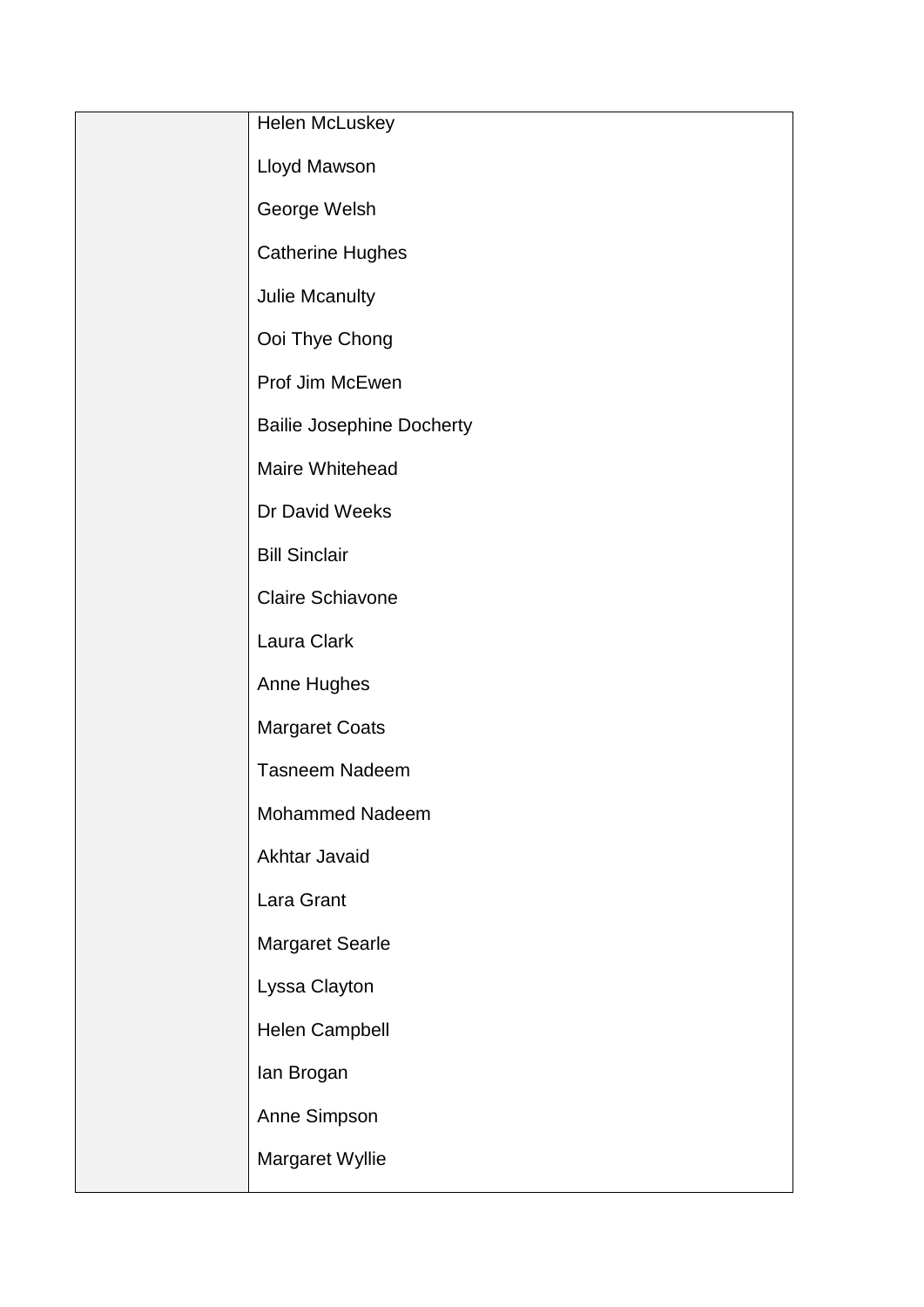| | |
|---|---|
| | Helen McLuskey<br><br>Lloyd Mawson<br><br>George Welsh<br><br>Catherine Hughes<br><br>Julie Mcanulty<br><br>Ooi Thye Chong<br><br>Prof Jim McEwen<br><br>Bailie Josephine Docherty<br><br>Maire Whitehead<br><br>Dr David Weeks<br><br>Bill Sinclair<br><br>Claire Schiavone<br><br>Laura Clark<br><br>Anne Hughes<br><br>Margaret Coats<br><br>Tasneem Nadeem<br><br>Mohammed Nadeem<br><br>Akhtar Javaid<br><br>Lara Grant<br><br>Margaret Searle<br><br>Lyssa Clayton<br><br>Helen Campbell<br><br>Ian Brogan<br><br>Anne Simpson<br><br>Margaret Wyllie |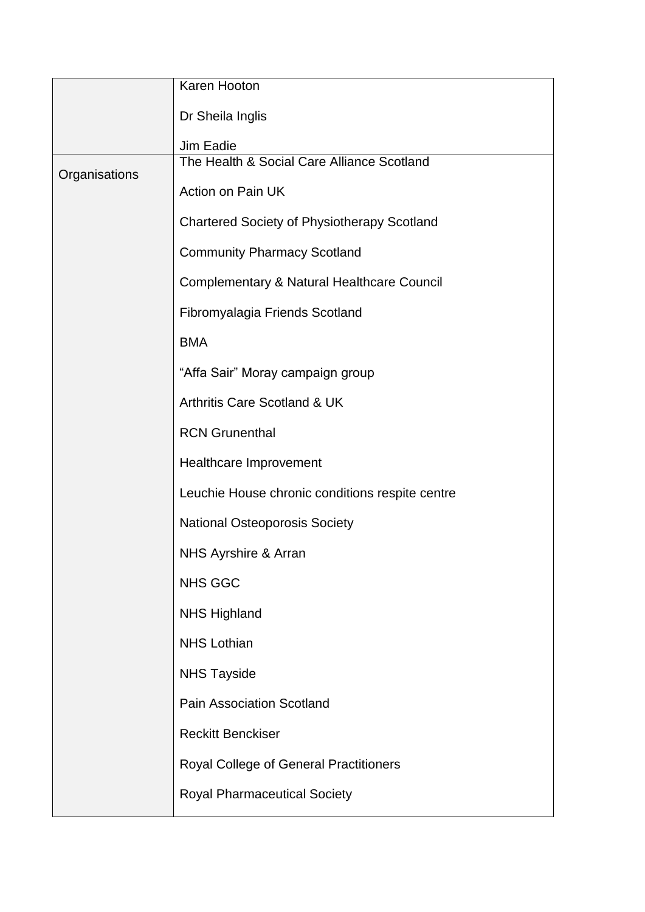| | |
|---|---|
| | Karen Hooton<br><br>Dr Sheila Inglis<br><br>Jim Eadie |
| Organisations | The Health & Social Care Alliance Scotland<br><br>Action on Pain UK<br><br>Chartered Society of Physiotherapy Scotland<br><br>Community Pharmacy Scotland<br><br>Complementary & Natural Healthcare Council<br><br>Fibromyalagia Friends Scotland<br><br>BMA<br><br>“Affa Sair” Moray campaign group<br><br>Arthritis Care Scotland & UK<br><br>RCN Grunenthal<br><br>Healthcare Improvement<br><br>Leuchie House chronic conditions respite centre<br><br>National Osteoporosis Society<br><br>NHS Ayrshire & Arran<br><br>NHS GGC<br><br>NHS Highland<br><br>NHS Lothian<br><br>NHS Tayside<br><br>Pain Association Scotland<br><br>Reckitt Benckiser<br><br>Royal College of General Practitioners<br><br>Royal Pharmaceutical Society |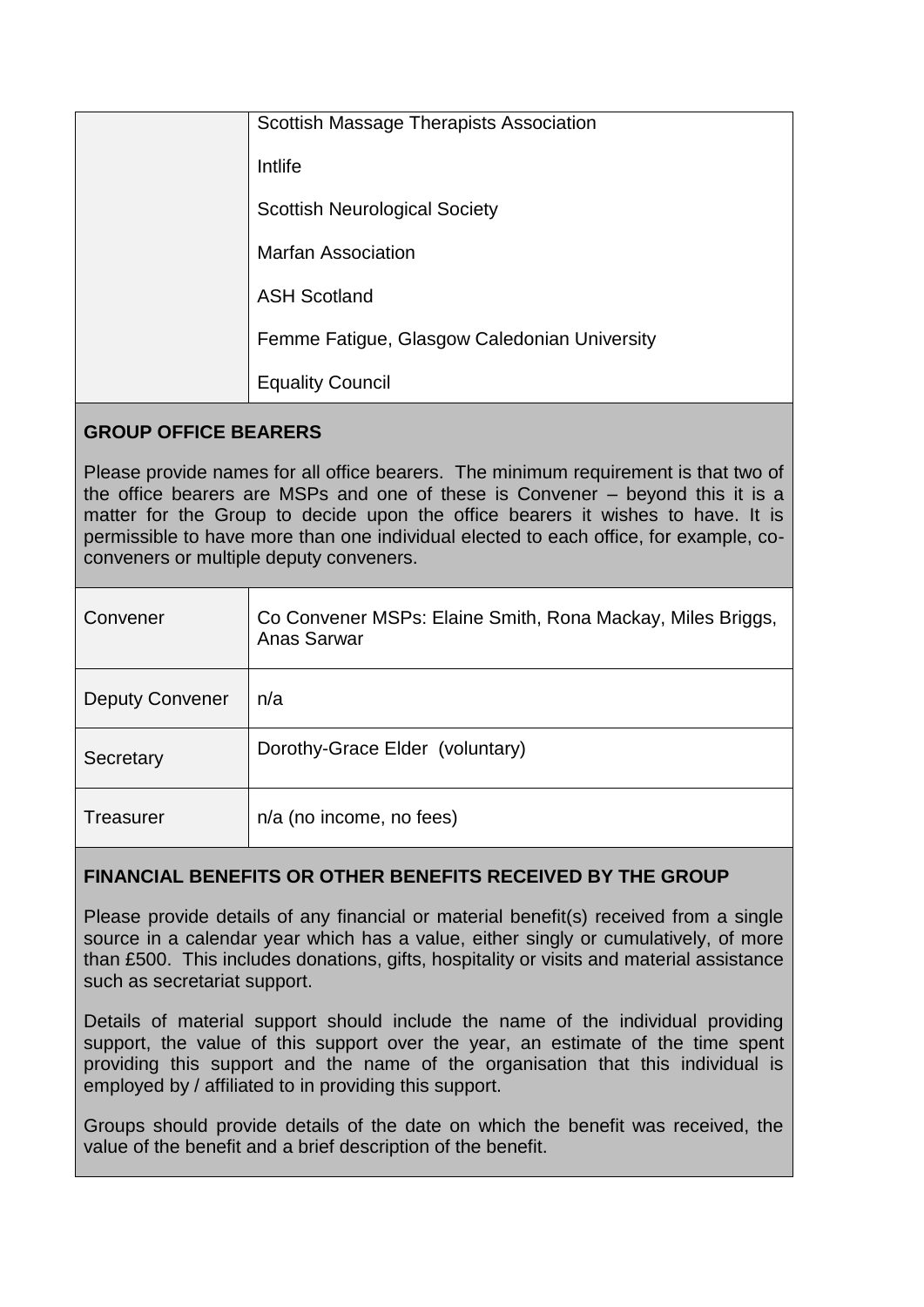| | |
|---|---|
| | Scottish Massage Therapists Association<br><br>Intlife<br><br>Scottish Neurological Society<br><br>Marfan Association<br><br>ASH Scotland<br><br>Femme Fatigue, Glasgow Caledonian University<br><br>Equality Council |

## GROUP OFFICE BEARERS

Please provide names for all office bearers. The minimum requirement is that two of the office bearers are MSPs and one of these is Convener – beyond this it is a matter for the Group to decide upon the office bearers it wishes to have. It is permissible to have more than one individual elected to each office, for example, co-conveners or multiple deputy conveners.

| | |
|---|---|
| Convener | Co Convener MSPs: Elaine Smith, Rona Mackay, Miles Briggs, Anas Sarwar |
| Deputy Convener | n/a |
| Secretary | Dorothy-Grace Elder (voluntary) |
| Treasurer | n/a (no income, no fees) |

## FINANCIAL BENEFITS OR OTHER BENEFITS RECEIVED BY THE GROUP

Please provide details of any financial or material benefit(s) received from a single source in a calendar year which has a value, either singly or cumulatively, of more than £500. This includes donations, gifts, hospitality or visits and material assistance such as secretariat support.

Details of material support should include the name of the individual providing support, the value of this support over the year, an estimate of the time spent providing this support and the name of the organisation that this individual is employed by / affiliated to in providing this support.

Groups should provide details of the date on which the benefit was received, the value of the benefit and a brief description of the benefit.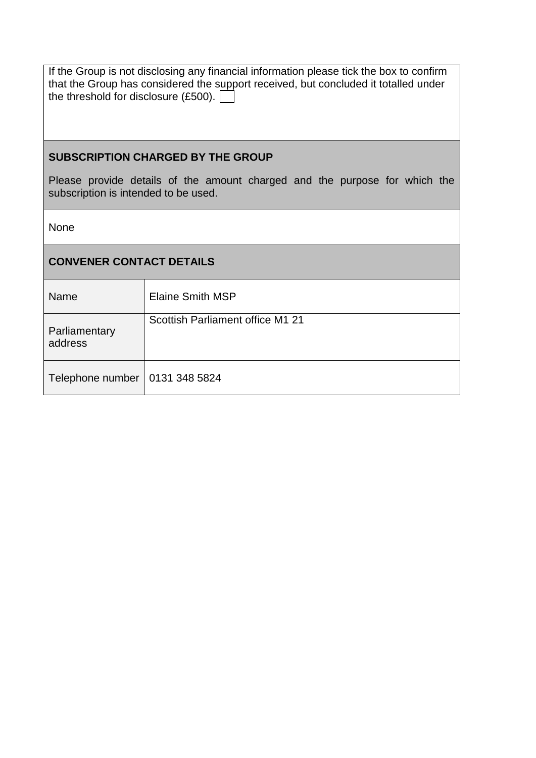If the Group is not disclosing any financial information please tick the box to confirm that the Group has considered the support received, but concluded it totalled under the threshold for disclosure (£500). ☐

**SUBSCRIPTION CHARGED BY THE GROUP**

Please provide details of the amount charged and the purpose for which the subscription is intended to be used.

None

**CONVENER CONTACT DETAILS**

| | |
|---|---|
| Name | Elaine Smith MSP |
| Parliamentary address | Scottish Parliament office M1 21 |
| Telephone number | 0131 348 5824 |